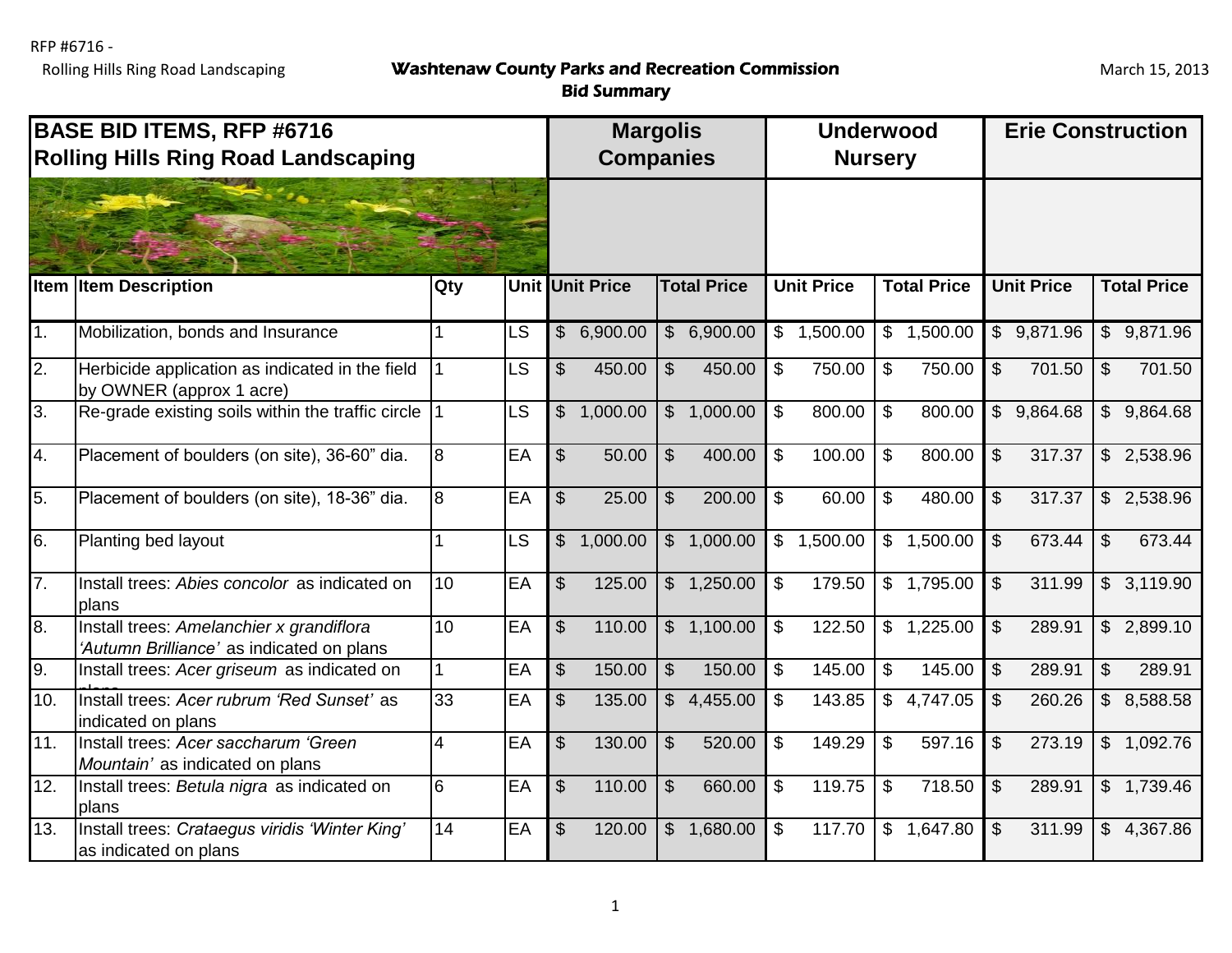RFP #6716 -
Rolling Hills Ring Road Landscaping

**Washtenaw County Parks and Recreation Commission**
**Bid Summary**

March 15, 2013

| BASE BID ITEMS, RFP #6716 Rolling Hills Ring Road Landscaping | | | | Margolis Companies | | Underwood Nursery | | Erie Construction | |
|---|---|---|---|---|---|---|---|---|---|
| Item | Item Description | Qty | Unit | Unit Price | Total Price | Unit Price | Total Price | Unit Price | Total Price |
| 1. | Mobilization, bonds and Insurance | 1 | LS | $ 6,900.00 | $ 6,900.00 | $ 1,500.00 | $ 1,500.00 | $ 9,871.96 | $ 9,871.96 |
| 2. | Herbicide application as indicated in the field by OWNER (approx 1 acre) | 1 | LS | $ 450.00 | $ 450.00 | $ 750.00 | $ 750.00 | $ 701.50 | $ 701.50 |
| 3. | Re-grade existing soils within the traffic circle | 1 | LS | $ 1,000.00 | $ 1,000.00 | $ 800.00 | $ 800.00 | $ 9,864.68 | $ 9,864.68 |
| 4. | Placement of boulders (on site), 36-60" dia. | 8 | EA | $ 50.00 | $ 400.00 | $ 100.00 | $ 800.00 | $ 317.37 | $ 2,538.96 |
| 5. | Placement of boulders (on site), 18-36" dia. | 8 | EA | $ 25.00 | $ 200.00 | $ 60.00 | $ 480.00 | $ 317.37 | $ 2,538.96 |
| 6. | Planting bed layout | 1 | LS | $ 1,000.00 | $ 1,000.00 | $ 1,500.00 | $ 1,500.00 | $ 673.44 | $ 673.44 |
| 7. | Install trees: *Abies concolor* as indicated on plans | 10 | EA | $ 125.00 | $ 1,250.00 | $ 179.50 | $ 1,795.00 | $ 311.99 | $ 3,119.90 |
| 8. | Install trees: *Amelanchier x grandiflora 'Autumn Brilliance'* as indicated on plans | 10 | EA | $ 110.00 | $ 1,100.00 | $ 122.50 | $ 1,225.00 | $ 289.91 | $ 2,899.10 |
| 9. | Install trees: *Acer griseum* as indicated on plans | 1 | EA | $ 150.00 | $ 150.00 | $ 145.00 | $ 145.00 | $ 289.91 | $ 289.91 |
| 10. | Install trees: *Acer rubrum 'Red Sunset'* as indicated on plans | 33 | EA | $ 135.00 | $ 4,455.00 | $ 143.85 | $ 4,747.05 | $ 260.26 | $ 8,588.58 |
| 11. | Install trees: *Acer saccharum 'Green Mountain'* as indicated on plans | 4 | EA | $ 130.00 | $ 520.00 | $ 149.29 | $ 597.16 | $ 273.19 | $ 1,092.76 |
| 12. | Install trees: *Betula nigra* as indicated on plans | 6 | EA | $ 110.00 | $ 660.00 | $ 119.75 | $ 718.50 | $ 289.91 | $ 1,739.46 |
| 13. | Install trees: *Crataegus viridis 'Winter King'* as indicated on plans | 14 | EA | $ 120.00 | $ 1,680.00 | $ 117.70 | $ 1,647.80 | $ 311.99 | $ 4,367.86 |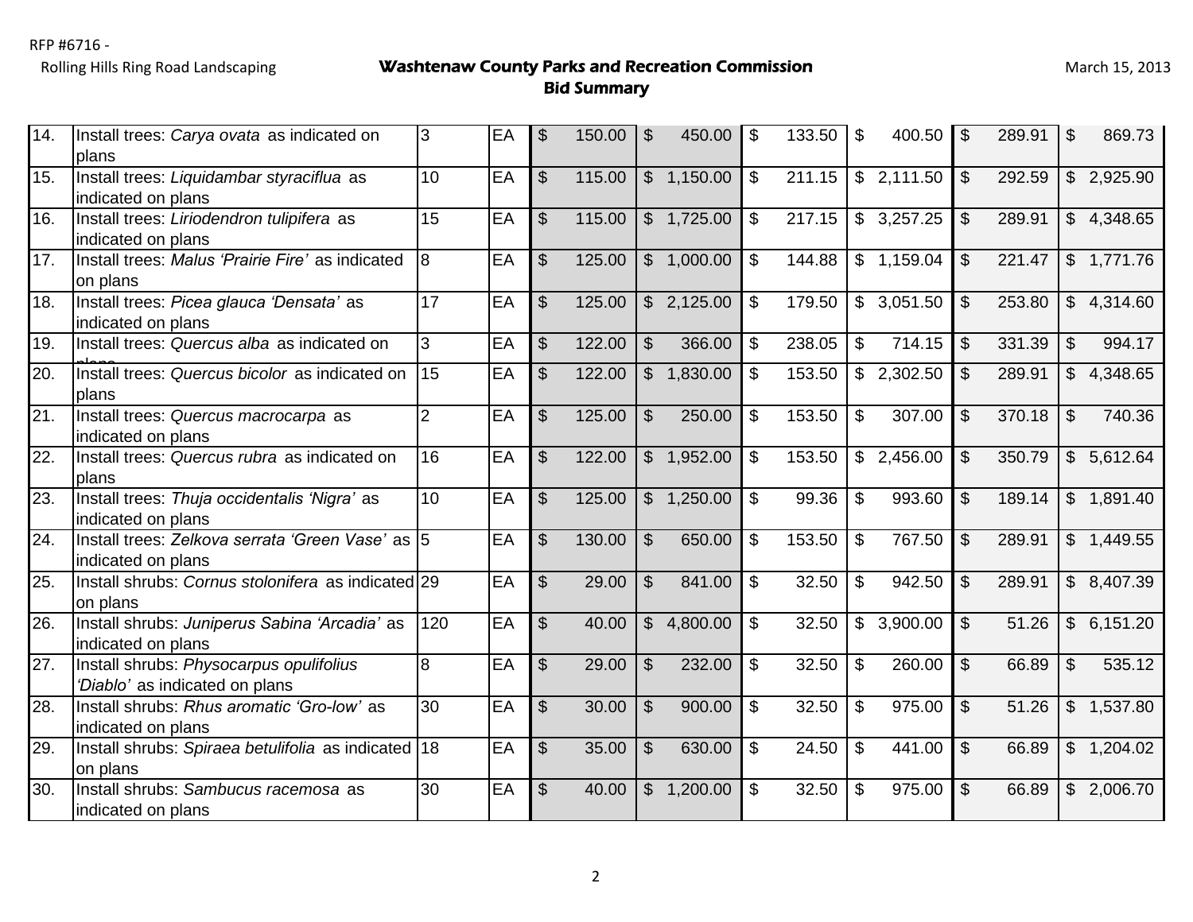| | | | | | | | | | |
|---|---|---|---|---|---|---|---|---|---|
| 14. | Install trees: *Carya ovata* as indicated on plans | 3 | EA | $ 150.00 | $ 450.00 | $ 133.50 | $ 400.50 | $ 289.91 | $ 869.73 |
| 15. | Install trees: *Liquidambar styraciflua* as indicated on plans | 10 | EA | $ 115.00 | $ 1,150.00 | $ 211.15 | $ 2,111.50 | $ 292.59 | $ 2,925.90 |
| 16. | Install trees: *Liriodendron tulipifera* as indicated on plans | 15 | EA | $ 115.00 | $ 1,725.00 | $ 217.15 | $ 3,257.25 | $ 289.91 | $ 4,348.65 |
| 17. | Install trees: *Malus 'Prairie Fire'* as indicated on plans | 8 | EA | $ 125.00 | $ 1,000.00 | $ 144.88 | $ 1,159.04 | $ 221.47 | $ 1,771.76 |
| 18. | Install trees: *Picea glauca 'Densata'* as indicated on plans | 17 | EA | $ 125.00 | $ 2,125.00 | $ 179.50 | $ 3,051.50 | $ 253.80 | $ 4,314.60 |
| 19. | Install trees: *Quercus alba* as indicated on plans | 3 | EA | $ 122.00 | $ 366.00 | $ 238.05 | $ 714.15 | $ 331.39 | $ 994.17 |
| 20. | Install trees: *Quercus bicolor* as indicated on plans | 15 | EA | $ 122.00 | $ 1,830.00 | $ 153.50 | $ 2,302.50 | $ 289.91 | $ 4,348.65 |
| 21. | Install trees: *Quercus macrocarpa* as indicated on plans | 2 | EA | $ 125.00 | $ 250.00 | $ 153.50 | $ 307.00 | $ 370.18 | $ 740.36 |
| 22. | Install trees: *Quercus rubra* as indicated on plans | 16 | EA | $ 122.00 | $ 1,952.00 | $ 153.50 | $ 2,456.00 | $ 350.79 | $ 5,612.64 |
| 23. | Install trees: *Thuja occidentalis 'Nigra'* as indicated on plans | 10 | EA | $ 125.00 | $ 1,250.00 | $ 99.36 | $ 993.60 | $ 189.14 | $ 1,891.40 |
| 24. | Install trees: *Zelkova serrata 'Green Vase'* as indicated on plans | 5 | EA | $ 130.00 | $ 650.00 | $ 153.50 | $ 767.50 | $ 289.91 | $ 1,449.55 |
| 25. | Install shrubs: *Cornus stolonifera* as indicated on plans | 29 | EA | $ 29.00 | $ 841.00 | $ 32.50 | $ 942.50 | $ 289.91 | $ 8,407.39 |
| 26. | Install shrubs: *Juniperus Sabina 'Arcadia'* as indicated on plans | 120 | EA | $ 40.00 | $ 4,800.00 | $ 32.50 | $ 3,900.00 | $ 51.26 | $ 6,151.20 |
| 27. | Install shrubs: *Physocarpus opulifolius 'Diablo'* as indicated on plans | 8 | EA | $ 29.00 | $ 232.00 | $ 32.50 | $ 260.00 | $ 66.89 | $ 535.12 |
| 28. | Install shrubs: *Rhus aromatic 'Gro-low'* as indicated on plans | 30 | EA | $ 30.00 | $ 900.00 | $ 32.50 | $ 975.00 | $ 51.26 | $ 1,537.80 |
| 29. | Install shrubs: *Spiraea betulifolia* as indicated on plans | 18 | EA | $ 35.00 | $ 630.00 | $ 24.50 | $ 441.00 | $ 66.89 | $ 1,204.02 |
| 30. | Install shrubs: *Sambucus racemosa* as indicated on plans | 30 | EA | $ 40.00 | $ 1,200.00 | $ 32.50 | $ 975.00 | $ 66.89 | $ 2,006.70 |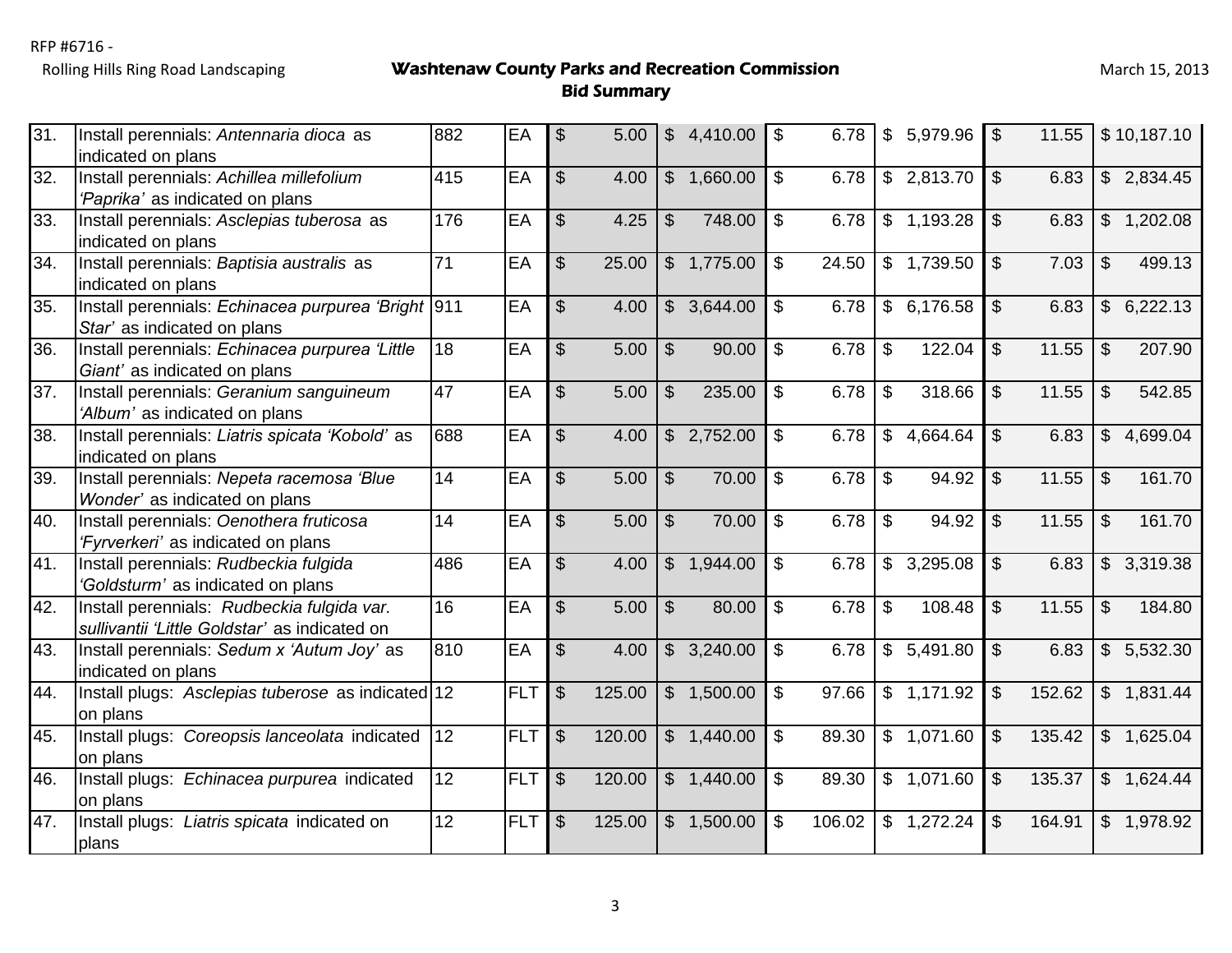RFP #6716 -
Rolling Hills Ring Road Landscaping

**Washtenaw County Parks and Recreation Commission**
**Bid Summary**

March 15, 2013

| | | | | | | | | | |
|---|---|---|---|---|---|---|---|---|---|
| 31. | Install perennials: *Antennaria dioca* as indicated on plans | 882 | EA | $ 5.00 | $ 4,410.00 | $ 6.78 | $ 5,979.96 | $ 11.55 | $ 10,187.10 |
| 32. | Install perennials: *Achillea millefolium 'Paprika'* as indicated on plans | 415 | EA | $ 4.00 | $ 1,660.00 | $ 6.78 | $ 2,813.70 | $ 6.83 | $ 2,834.45 |
| 33. | Install perennials: *Asclepias tuberosa* as indicated on plans | 176 | EA | $ 4.25 | $ 748.00 | $ 6.78 | $ 1,193.28 | $ 6.83 | $ 1,202.08 |
| 34. | Install perennials: *Baptisia australis* as indicated on plans | 71 | EA | $ 25.00 | $ 1,775.00 | $ 24.50 | $ 1,739.50 | $ 7.03 | $ 499.13 |
| 35. | Install perennials: *Echinacea purpurea 'Bright Star'* as indicated on plans | 911 | EA | $ 4.00 | $ 3,644.00 | $ 6.78 | $ 6,176.58 | $ 6.83 | $ 6,222.13 |
| 36. | Install perennials: *Echinacea purpurea 'Little Giant'* as indicated on plans | 18 | EA | $ 5.00 | $ 90.00 | $ 6.78 | $ 122.04 | $ 11.55 | $ 207.90 |
| 37. | Install perennials: *Geranium sanguineum 'Album'* as indicated on plans | 47 | EA | $ 5.00 | $ 235.00 | $ 6.78 | $ 318.66 | $ 11.55 | $ 542.85 |
| 38. | Install perennials: *Liatris spicata 'Kobold'* as indicated on plans | 688 | EA | $ 4.00 | $ 2,752.00 | $ 6.78 | $ 4,664.64 | $ 6.83 | $ 4,699.04 |
| 39. | Install perennials: *Nepeta racemosa 'Blue Wonder'* as indicated on plans | 14 | EA | $ 5.00 | $ 70.00 | $ 6.78 | $ 94.92 | $ 11.55 | $ 161.70 |
| 40. | Install perennials: *Oenothera fruticosa 'Fyrverkeri'* as indicated on plans | 14 | EA | $ 5.00 | $ 70.00 | $ 6.78 | $ 94.92 | $ 11.55 | $ 161.70 |
| 41. | Install perennials: *Rudbeckia fulgida 'Goldsturm'* as indicated on plans | 486 | EA | $ 4.00 | $ 1,944.00 | $ 6.78 | $ 3,295.08 | $ 6.83 | $ 3,319.38 |
| 42. | Install perennials: *Rudbeckia fulgida var. sullivantii 'Little Goldstar'* as indicated on | 16 | EA | $ 5.00 | $ 80.00 | $ 6.78 | $ 108.48 | $ 11.55 | $ 184.80 |
| 43. | Install perennials: *Sedum x 'Autum Joy'* as indicated on plans | 810 | EA | $ 4.00 | $ 3,240.00 | $ 6.78 | $ 5,491.80 | $ 6.83 | $ 5,532.30 |
| 44. | Install plugs: *Asclepias tuberose* as indicated on plans | 12 | FLT | $ 125.00 | $ 1,500.00 | $ 97.66 | $ 1,171.92 | $ 152.62 | $ 1,831.44 |
| 45. | Install plugs: *Coreopsis lanceolata* indicated on plans | 12 | FLT | $ 120.00 | $ 1,440.00 | $ 89.30 | $ 1,071.60 | $ 135.42 | $ 1,625.04 |
| 46. | Install plugs: *Echinacea purpurea* indicated on plans | 12 | FLT | $ 120.00 | $ 1,440.00 | $ 89.30 | $ 1,071.60 | $ 135.37 | $ 1,624.44 |
| 47. | Install plugs: *Liatris spicata* indicated on plans | 12 | FLT | $ 125.00 | $ 1,500.00 | $ 106.02 | $ 1,272.24 | $ 164.91 | $ 1,978.92 |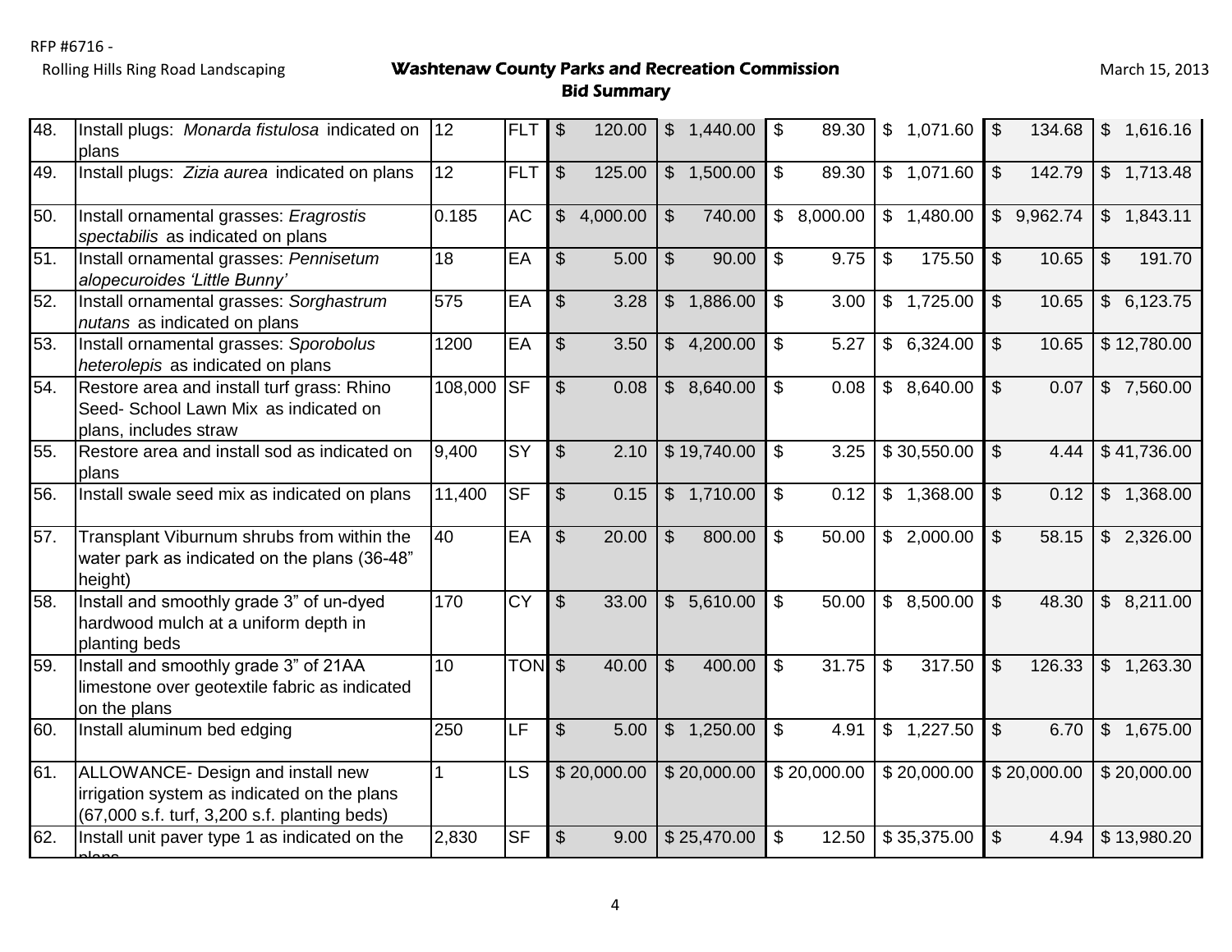RFP #6716 - Rolling Hills Ring Road Landscaping

## Washtenaw County Parks and Recreation Commission
### Bid Summary

March 15, 2013

| | | | | | | | | | |
|---|---|---|---|---|---|---|---|---|---|
| 48. | Install plugs: *Monarda fistulosa* indicated on plans | 12 | FLT | $ 120.00 | $ 1,440.00 | $ 89.30 | $ 1,071.60 | $ 134.68 | $ 1,616.16 |
| 49. | Install plugs: *Zizia aurea* indicated on plans | 12 | FLT | $ 125.00 | $ 1,500.00 | $ 89.30 | $ 1,071.60 | $ 142.79 | $ 1,713.48 |
| 50. | Install ornamental grasses: *Eragrostis spectabilis* as indicated on plans | 0.185 | AC | $ 4,000.00 | $ 740.00 | $ 8,000.00 | $ 1,480.00 | $ 9,962.74 | $ 1,843.11 |
| 51. | Install ornamental grasses: *Pennisetum alopecuroides 'Little Bunny'* | 18 | EA | $ 5.00 | $ 90.00 | $ 9.75 | $ 175.50 | $ 10.65 | $ 191.70 |
| 52. | Install ornamental grasses: *Sorghastrum nutans* as indicated on plans | 575 | EA | $ 3.28 | $ 1,886.00 | $ 3.00 | $ 1,725.00 | $ 10.65 | $ 6,123.75 |
| 53. | Install ornamental grasses: *Sporobolus heterolepis* as indicated on plans | 1200 | EA | $ 3.50 | $ 4,200.00 | $ 5.27 | $ 6,324.00 | $ 10.65 | $ 12,780.00 |
| 54. | Restore area and install turf grass: Rhino Seed- School Lawn Mix as indicated on plans, includes straw | 108,000 | SF | $ 0.08 | $ 8,640.00 | $ 0.08 | $ 8,640.00 | $ 0.07 | $ 7,560.00 |
| 55. | Restore area and install sod as indicated on plans | 9,400 | SY | $ 2.10 | $ 19,740.00 | $ 3.25 | $ 30,550.00 | $ 4.44 | $ 41,736.00 |
| 56. | Install swale seed mix as indicated on plans | 11,400 | SF | $ 0.15 | $ 1,710.00 | $ 0.12 | $ 1,368.00 | $ 0.12 | $ 1,368.00 |
| 57. | Transplant Viburnum shrubs from within the water park as indicated on the plans (36-48" height) | 40 | EA | $ 20.00 | $ 800.00 | $ 50.00 | $ 2,000.00 | $ 58.15 | $ 2,326.00 |
| 58. | Install and smoothly grade 3" of un-dyed hardwood mulch at a uniform depth in planting beds | 170 | CY | $ 33.00 | $ 5,610.00 | $ 50.00 | $ 8,500.00 | $ 48.30 | $ 8,211.00 |
| 59. | Install and smoothly grade 3" of 21AA limestone over geotextile fabric as indicated on the plans | 10 | TON | $ 40.00 | $ 400.00 | $ 31.75 | $ 317.50 | $ 126.33 | $ 1,263.30 |
| 60. | Install aluminum bed edging | 250 | LF | $ 5.00 | $ 1,250.00 | $ 4.91 | $ 1,227.50 | $ 6.70 | $ 1,675.00 |
| 61. | ALLOWANCE- Design and install new irrigation system as indicated on the plans (67,000 s.f. turf, 3,200 s.f. planting beds) | 1 | LS | $ 20,000.00 | $ 20,000.00 | $ 20,000.00 | $ 20,000.00 | $ 20,000.00 | $ 20,000.00 |
| 62. | Install unit paver type 1 as indicated on the plans | 2,830 | SF | $ 9.00 | $ 25,470.00 | $ 12.50 | $ 35,375.00 | $ 4.94 | $ 13,980.20 |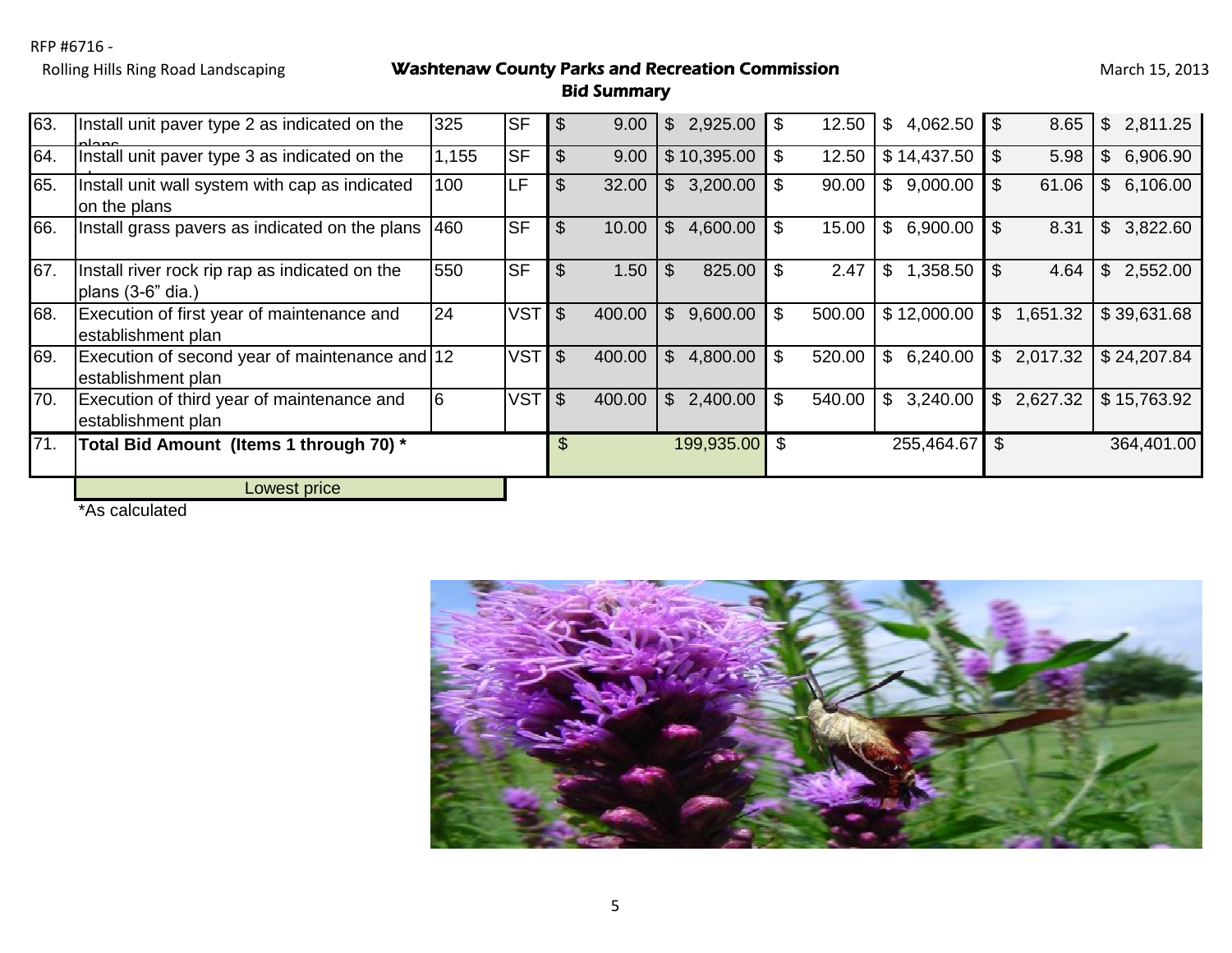| | | | | | | | | | |
|---|---|---|---|---|---|---|---|---|---|
| 63. | Install unit paver type 2 as indicated on the plans | 325 | SF | $ 9.00 | $ 2,925.00 | $ 12.50 | $ 4,062.50 | $ 8.65 | $ 2,811.25 |
| 64. | Install unit paver type 3 as indicated on the plans | 1,155 | SF | $ 9.00 | $ 10,395.00 | $ 12.50 | $ 14,437.50 | $ 5.98 | $ 6,906.90 |
| 65. | Install unit wall system with cap as indicated on the plans | 100 | LF | $ 32.00 | $ 3,200.00 | $ 90.00 | $ 9,000.00 | $ 61.06 | $ 6,106.00 |
| 66. | Install grass pavers as indicated on the plans | 460 | SF | $ 10.00 | $ 4,600.00 | $ 15.00 | $ 6,900.00 | $ 8.31 | $ 3,822.60 |
| 67. | Install river rock rip rap as indicated on the plans (3-6" dia.) | 550 | SF | $ 1.50 | $ 825.00 | $ 2.47 | $ 1,358.50 | $ 4.64 | $ 2,552.00 |
| 68. | Execution of first year of maintenance and establishment plan | 24 | VST | $ 400.00 | $ 9,600.00 | $ 500.00 | $ 12,000.00 | $ 1,651.32 | $ 39,631.68 |
| 69. | Execution of second year of maintenance and establishment plan | 12 | VST | $ 400.00 | $ 4,800.00 | $ 520.00 | $ 6,240.00 | $ 2,017.32 | $ 24,207.84 |
| 70. | Execution of third year of maintenance and establishment plan | 6 | VST | $ 400.00 | $ 2,400.00 | $ 540.00 | $ 3,240.00 | $ 2,627.32 | $ 15,763.92 |
| 71. | **Total Bid Amount (Items 1 through 70) *** | | | $ 199,935.00 | | $ 255,464.67 | | $ 364,401.00 | |

Lowest price

*As calculated